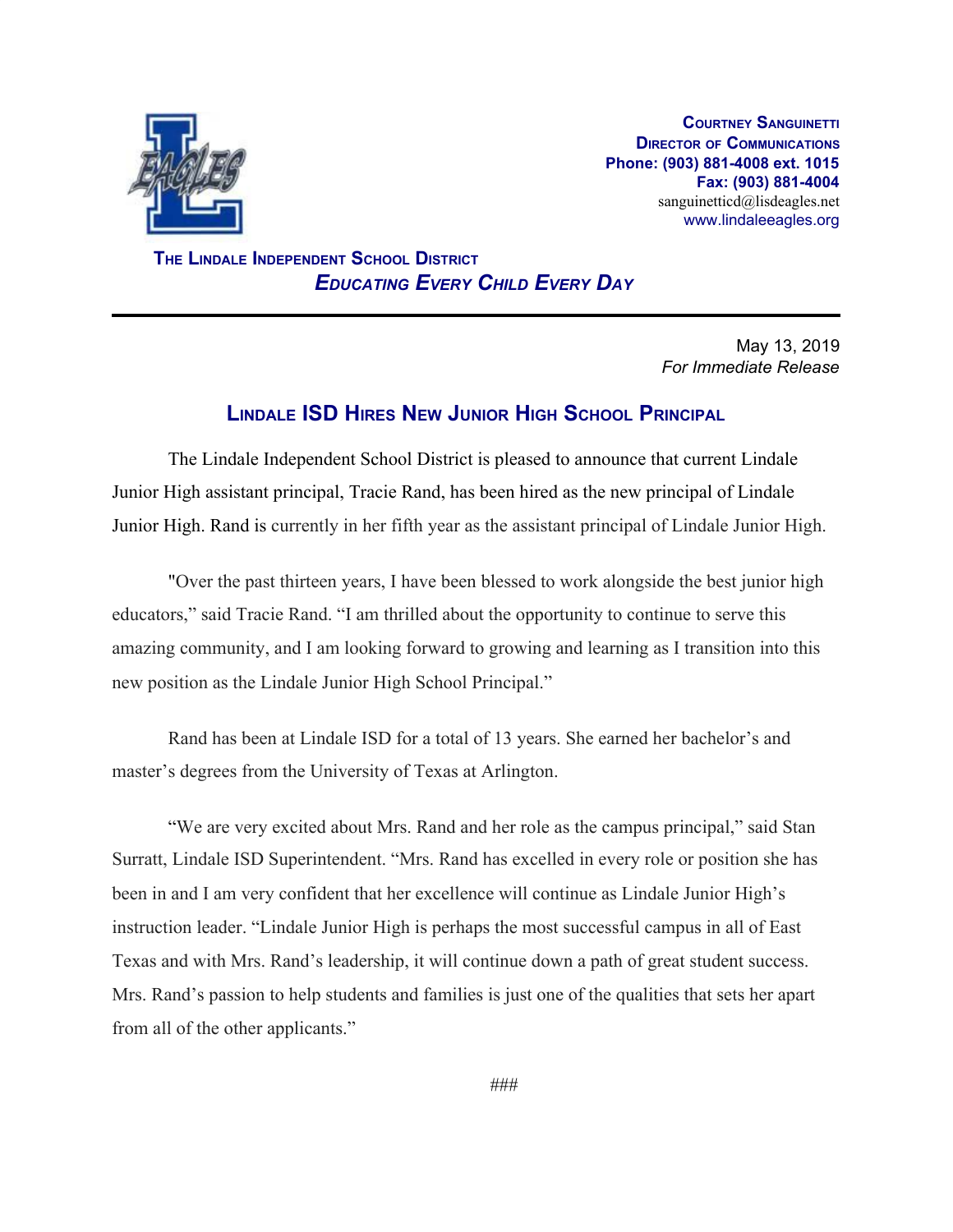**Courtney Sanguinetti**
**Director of Communications**
**Phone: (903) 881-4008 ext. 1015**
**Fax: (903) 881-4004**
sanguinetticd@lisdeagles.net
www.lindaleeagles.org

**The Lindale Independent School District**
***Educating Every Child Every Day***

---

May 13, 2019
*For Immediate Release*

## Lindale ISD Hires New Junior High School Principal

The Lindale Independent School District is pleased to announce that current Lindale Junior High assistant principal, Tracie Rand, has been hired as the new principal of Lindale Junior High. Rand is currently in her fifth year as the assistant principal of Lindale Junior High.

"Over the past thirteen years, I have been blessed to work alongside the best junior high educators," said Tracie Rand. "I am thrilled about the opportunity to continue to serve this amazing community, and I am looking forward to growing and learning as I transition into this new position as the Lindale Junior High School Principal."

Rand has been at Lindale ISD for a total of 13 years. She earned her bachelor's and master's degrees from the University of Texas at Arlington.

"We are very excited about Mrs. Rand and her role as the campus principal," said Stan Surratt, Lindale ISD Superintendent. "Mrs. Rand has excelled in every role or position she has been in and I am very confident that her excellence will continue as Lindale Junior High's instruction leader. "Lindale Junior High is perhaps the most successful campus in all of East Texas and with Mrs. Rand's leadership, it will continue down a path of great student success. Mrs. Rand's passion to help students and families is just one of the qualities that sets her apart from all of the other applicants."

###